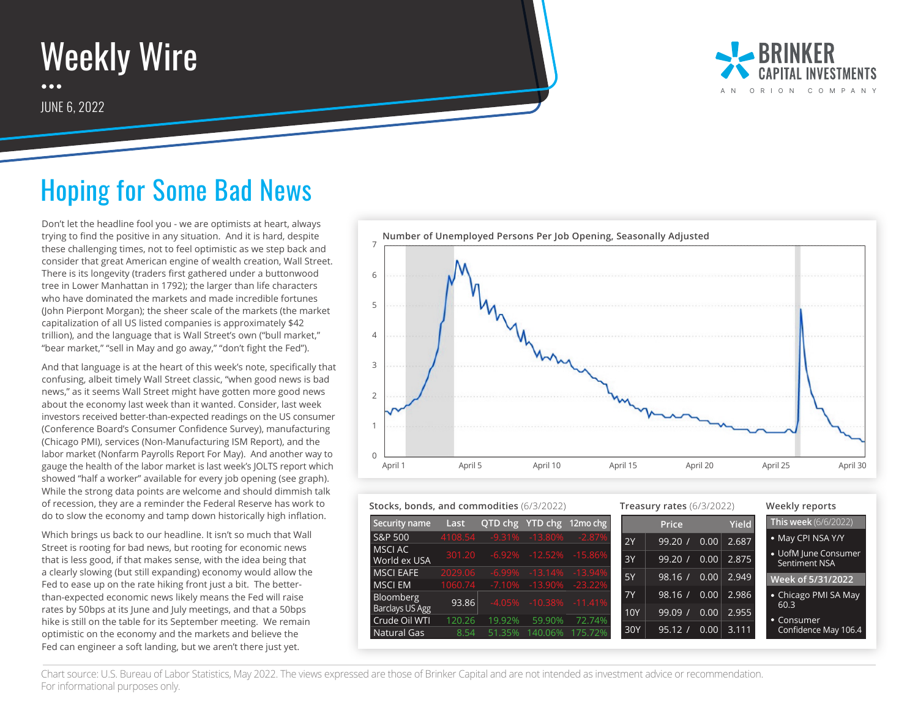# Weekly Wire

JUNE 6, 2022

## Hoping for Some Bad News

Don't let the headline fool you - we are optimists at heart, always trying to find the positive in any situation. And it is hard, despite these challenging times, not to feel optimistic as we step back and consider that great American engine of wealth creation, Wall Street. There is its longevity (traders first gathered under a buttonwood tree in Lower Manhattan in 1792); the larger than life characters who have dominated the markets and made incredible fortunes (John Pierpont Morgan); the sheer scale of the markets (the market capitalization of all US listed companies is approximately $42 trillion), and the language that is Wall Street's own ("bull market," "bear market," "sell in May and go away," "don't fight the Fed").

And that language is at the heart of this week's note, specifically that confusing, albeit timely Wall Street classic, "when good news is bad news," as it seems Wall Street might have gotten more good news about the economy last week than it wanted. Consider, last week investors received better-than-expected readings on the US consumer (Conference Board's Consumer Confidence Survey), manufacturing (Chicago PMI), services (Non-Manufacturing ISM Report), and the labor market (Nonfarm Payrolls Report For May). And another way to gauge the health of the labor market is last week's JOLTS report which showed "half a worker" available for every job opening (see graph). While the strong data points are welcome and should dimmish talk of recession, they are a reminder the Federal Reserve has work to do to slow the economy and tamp down historically high inflation.

Which brings us back to our headline. It isn't so much that Wall Street is rooting for bad news, but rooting for economic news that is less good, if that makes sense, with the idea being that a clearly slowing (but still expanding) economy would allow the Fed to ease up on the rate hiking front just a bit. The better-than-expected economic news likely means the Fed will raise rates by 50bps at its June and July meetings, and that a 50bps hike is still on the table for its September meeting. We remain optimistic on the economy and the markets and believe the Fed can engineer a soft landing, but we aren't there just yet.

**Number of Unemployed Persons Per Job Opening, Seasonally Adjusted**

**Stocks, bonds, and commodities** (6/3/2022)

| Security name | Last | QTD chg | YTD chg | 12mo chg |
|---|---|---|---|---|
| S&P 500 | 4108.54 | -9.31% | -13.80% | -2.87% |
| MSCI AC World ex USA | 301.20 | -6.92% | -12.52% | -15.86% |
| MSCI EAFE | 2029.06 | -6.99% | -13.14% | -13.94% |
| MSCI EM | 1060.74 | -7.10% | -13.90% | -23.22% |
| Bloomberg Barclays US Agg | 93.86 | -4.05% | -10.38% | -11.41% |
| Crude Oil WTI | 120.26 | 19.92% | 59.90% | 72.74% |
| Natural Gas | 8.54 | 51.35% | 140.06% | 175.72% |

**Treasury rates** (6/3/2022)

| | Price | | Yield |
|---|---|---|---|
| 2Y | 99.20 / | 0.00 | 2.687 |
| 3Y | 99.20 / | 0.00 | 2.875 |
| 5Y | 98.16 / | 0.00 | 2.949 |
| 7Y | 98.16 / | 0.00 | 2.986 |
| 10Y | 99.09 / | 0.00 | 2.955 |
| 30Y | 95.12 / | 0.00 | 3.111 |

**Weekly reports**

**This week** (6/6/2022)

- May CPI NSA Y/Y
- UofM June Consumer Sentiment NSA

**Week of 5/31/2022**

- Chicago PMI SA May 60.3
- Consumer Confidence May 106.4

Chart source: U.S. Bureau of Labor Statistics, May 2022. The views expressed are those of Brinker Capital and are not intended as investment advice or recommendation. For informational purposes only.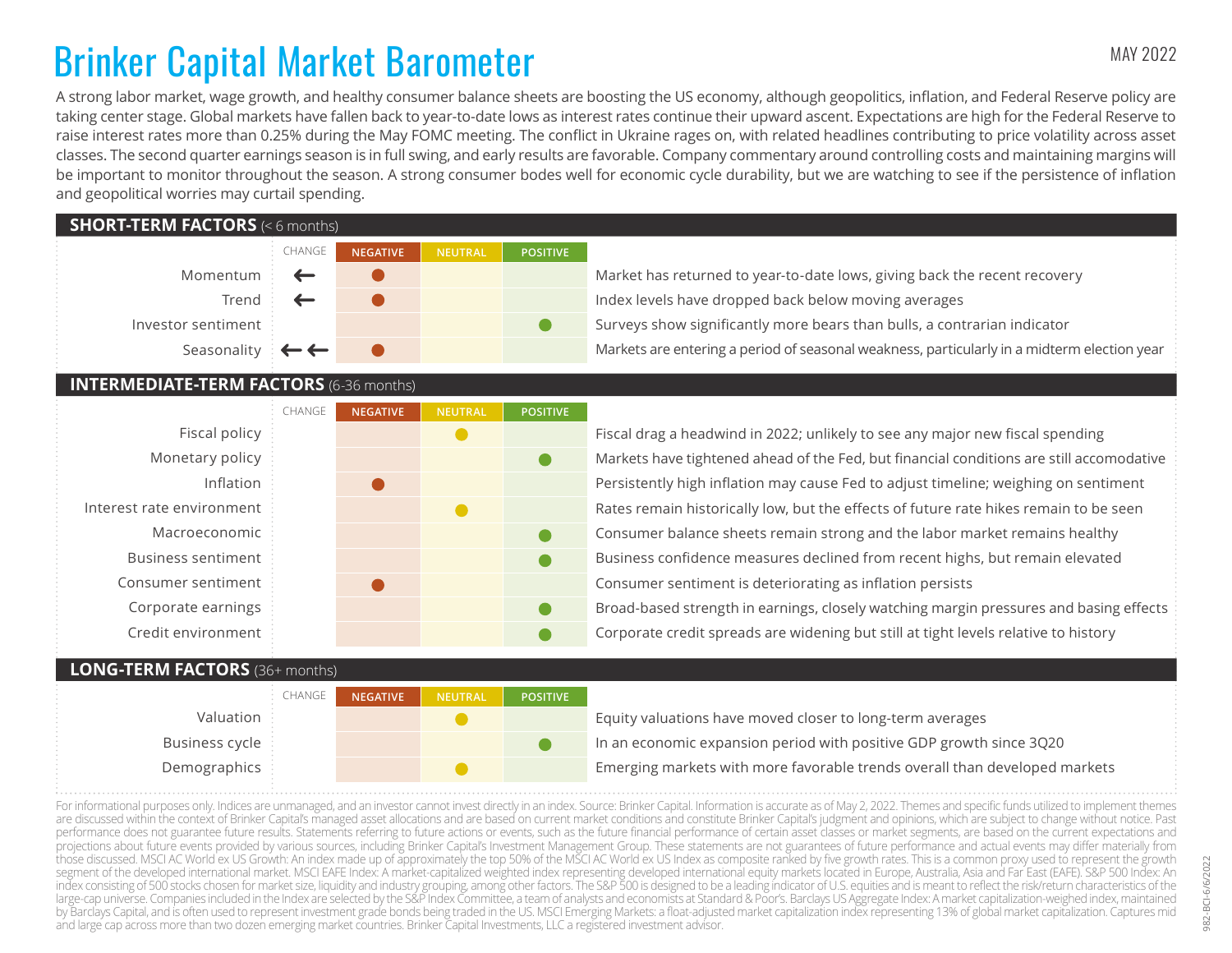# Brinker Capital Market Barometer

MAY 2022

A strong labor market, wage growth, and healthy consumer balance sheets are boosting the US economy, although geopolitics, inflation, and Federal Reserve policy are taking center stage. Global markets have fallen back to year-to-date lows as interest rates continue their upward ascent. Expectations are high for the Federal Reserve to raise interest rates more than 0.25% during the May FOMC meeting. The conflict in Ukraine rages on, with related headlines contributing to price volatility across asset classes. The second quarter earnings season is in full swing, and early results are favorable. Company commentary around controlling costs and maintaining margins will be important to monitor throughout the season. A strong consumer bodes well for economic cycle durability, but we are watching to see if the persistence of inflation and geopolitical worries may curtail spending.

## SHORT-TERM FACTORS (< 6 months)

| | CHANGE | NEGATIVE | NEUTRAL | POSITIVE | |
|---|---|---|---|---|---|
| Momentum | ← | ● | | | Market has returned to year-to-date lows, giving back the recent recovery |
| Trend | ← | ● | | | Index levels have dropped back below moving averages |
| Investor sentiment | | | | ● | Surveys show significantly more bears than bulls, a contrarian indicator |
| Seasonality | ←← | ● | | | Markets are entering a period of seasonal weakness, particularly in a midterm election year |

## INTERMEDIATE-TERM FACTORS (6-36 months)

| | CHANGE | NEGATIVE | NEUTRAL | POSITIVE | |
|---|---|---|---|---|---|
| Fiscal policy | | | ● | | Fiscal drag a headwind in 2022; unlikely to see any major new fiscal spending |
| Monetary policy | | | | ● | Markets have tightened ahead of the Fed, but financial conditions are still accomodative |
| Inflation | | ● | | | Persistently high inflation may cause Fed to adjust timeline; weighing on sentiment |
| Interest rate environment | | | ● | | Rates remain historically low, but the effects of future rate hikes remain to be seen |
| Macroeconomic | | | | ● | Consumer balance sheets remain strong and the labor market remains healthy |
| Business sentiment | | | | ● | Business confidence measures declined from recent highs, but remain elevated |
| Consumer sentiment | | ● | | | Consumer sentiment is deteriorating as inflation persists |
| Corporate earnings | | | | ● | Broad-based strength in earnings, closely watching margin pressures and basing effects |
| Credit environment | | | | ● | Corporate credit spreads are widening but still at tight levels relative to history |

## LONG-TERM FACTORS (36+ months)

| | CHANGE | NEGATIVE | NEUTRAL | POSITIVE | |
|---|---|---|---|---|---|
| Valuation | | | ● | | Equity valuations have moved closer to long-term averages |
| Business cycle | | | | ● | In an economic expansion period with positive GDP growth since 3Q20 |
| Demographics | | | ● | | Emerging markets with more favorable trends overall than developed markets |

For informational purposes only. Indices are unmanaged, and an investor cannot invest directly in an index. Source: Brinker Capital. Information is accurate as of May 2, 2022. Themes and specific funds utilized to implement themes are discussed within the context of Brinker Capital's managed asset allocations and are based on current market conditions and constitute Brinker Capital's judgment and opinions, which are subject to change without notice. Past performance does not guarantee future results. Statements referring to future actions or events, such as the future financial performance of certain asset classes or market segments, are based on the current expectations and projections about future events provided by various sources, including Brinker Capital's Investment Management Group. These statements are not guarantees of future performance and actual events may differ materially from those discussed. MSCI AC World ex US Growth: An index made up of approximately the top 50% of the MSCI AC World ex US Index as composite ranked by five growth rates. This is a common proxy used to represent the growth segment of the developed international market. MSCI EAFE Index: A market-capitalized weighted index representing developed international equity markets located in Europe, Australia, Asia and Far East (EAFE). S&P 500 Index: An index consisting of 500 stocks chosen for market size, liquidity and industry grouping, among other factors. The S&P 500 is designed to be a leading indicator of U.S. equities and is meant to reflect the risk/return characteristics of the large-cap universe. Companies included in the Index are selected by the S&P Index Committee, a team of analysts and economists at Standard & Poor's. Barclays US Aggregate Index: A market capitalization-weighed index, maintained by Barclays Capital, and is often used to represent investment grade bonds being traded in the US. MSCI Emerging Markets: a float-adjusted market capitalization index representing 13% of global market capitalization. Captures mid and large cap across more than two dozen emerging market countries. Brinker Capital Investments, LLC a registered investment advisor.

982-BCI-6/6/2022